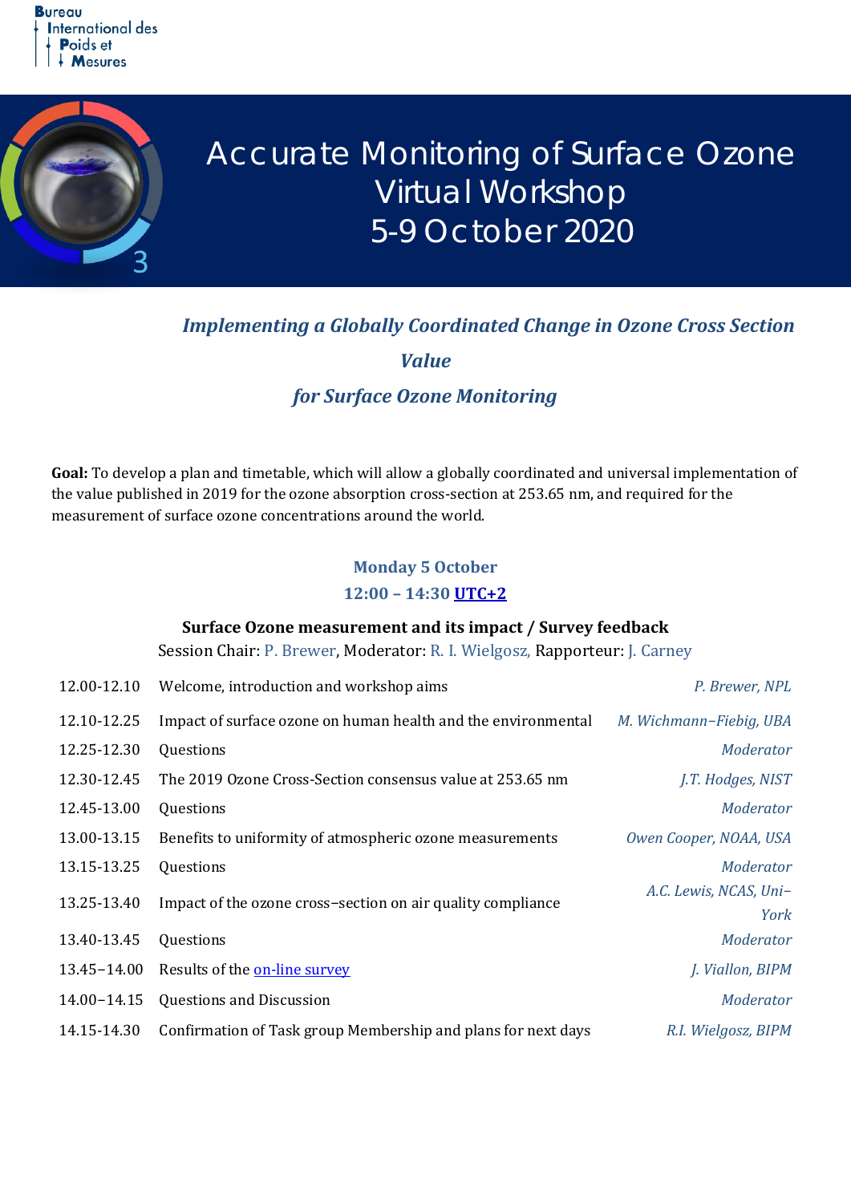Bureau International des Poids et Mesures

# Accurate Monitoring of Surface Ozone Virtual Workshop 5-9 October 2020

## *Implementing a Globally Coordinated Change in Ozone Cross Section Value for Surface Ozone Monitoring*

**Goal:** To develop a plan and timetable, which will allow a globally coordinated and universal implementation of the value published in 2019 for the ozone absorption cross-section at 253.65 nm, and required for the measurement of surface ozone concentrations around the world.

### Monday 5 October
### 12:00 – 14:30 UTC+2

**Surface Ozone measurement and its impact / Survey feedback**

Session Chair: P. Brewer, Moderator: R. I. Wielgosz, Rapporteur: J. Carney

| | | |
|---|---|---|
| 12.00-12.10 | Welcome, introduction and workshop aims | *P. Brewer, NPL* |
| 12.10-12.25 | Impact of surface ozone on human health and the environmental | *M. Wichmann–Fiebig, UBA* |
| 12.25-12.30 | Questions | *Moderator* |
| 12.30-12.45 | The 2019 Ozone Cross-Section consensus value at 253.65 nm | *J.T. Hodges, NIST* |
| 12.45-13.00 | Questions | *Moderator* |
| 13.00-13.15 | Benefits to uniformity of atmospheric ozone measurements | *Owen Cooper, NOAA, USA* |
| 13.15-13.25 | Questions | *Moderator* |
| 13.25-13.40 | Impact of the ozone cross–section on air quality compliance | *A.C. Lewis, NCAS, Uni–York* |
| 13.40-13.45 | Questions | *Moderator* |
| 13.45–14.00 | Results of the on-line survey | *J. Viallon, BIPM* |
| 14.00–14.15 | Questions and Discussion | *Moderator* |
| 14.15-14.30 | Confirmation of Task group Membership and plans for next days | *R.I. Wielgosz, BIPM* |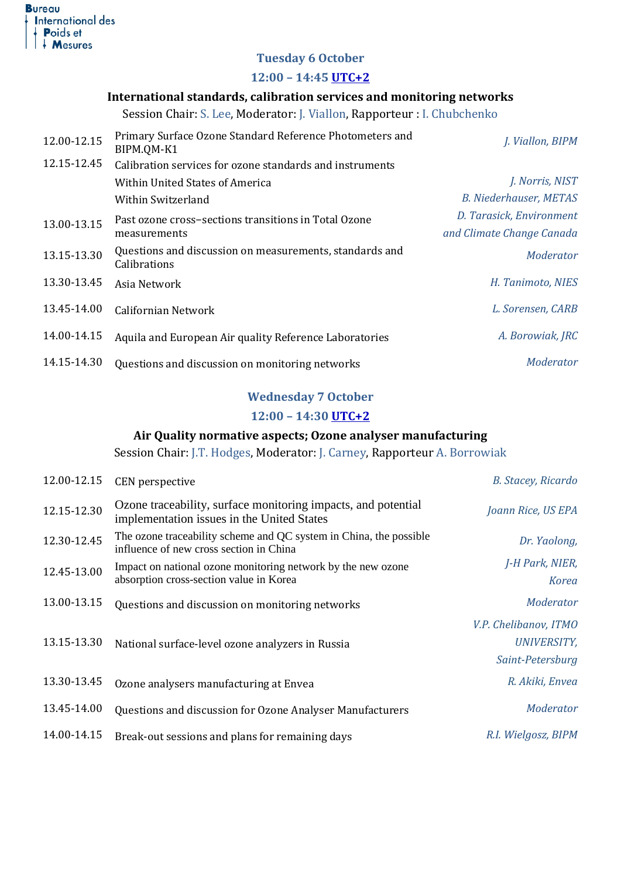## Tuesday 6 October

### 12:00 – 14:45 UTC+2

### International standards, calibration services and monitoring networks

Session Chair: S. Lee, Moderator: J. Viallon, Rapporteur : I. Chubchenko

| | | |
|---|---|---|
| 12.00-12.15 | Primary Surface Ozone Standard Reference Photometers and BIPM.QM-K1 | *J. Viallon, BIPM* |
| 12.15-12.45 | Calibration services for ozone standards and instruments | |
| | Within United States of America | *J. Norris, NIST* |
| | Within Switzerland | *B. Niederhauser, METAS* |
| 13.00-13.15 | Past ozone cross−sections transitions in Total Ozone measurements | *D. Tarasick, Environment and Climate Change Canada* |
| 13.15-13.30 | Questions and discussion on measurements, standards and Calibrations | *Moderator* |
| 13.30-13.45 | Asia Network | *H. Tanimoto, NIES* |
| 13.45-14.00 | Californian Network | *L. Sorensen, CARB* |
| 14.00-14.15 | Aquila and European Air quality Reference Laboratories | *A. Borowiak, JRC* |
| 14.15-14.30 | Questions and discussion on monitoring networks | *Moderator* |

## Wednesday 7 October

### 12:00 – 14:30 UTC+2

### Air Quality normative aspects; Ozone analyser manufacturing

Session Chair: J.T. Hodges, Moderator: J. Carney, Rapporteur A. Borrowiak

| | | |
|---|---|---|
| 12.00-12.15 | CEN perspective | *B. Stacey, Ricardo* |
| 12.15-12.30 | Ozone traceability, surface monitoring impacts, and potential implementation issues in the United States | *Joann Rice, US EPA* |
| 12.30-12.45 | The ozone traceability scheme and QC system in China, the possible influence of new cross section in China | *Dr. Yaolong,* |
| 12.45-13.00 | Impact on national ozone monitoring network by the new ozone absorption cross-section value in Korea | *J-H Park, NIER, Korea* |
| 13.00-13.15 | Questions and discussion on monitoring networks | *Moderator* |
| 13.15-13.30 | National surface-level ozone analyzers in Russia | *V.P. Chelibanov, ITMO UNIVERSITY, Saint-Petersburg* |
| 13.30-13.45 | Ozone analysers manufacturing at Envea | *R. Akiki, Envea* |
| 13.45-14.00 | Questions and discussion for Ozone Analyser Manufacturers | *Moderator* |
| 14.00-14.15 | Break-out sessions and plans for remaining days | *R.I. Wielgosz, BIPM* |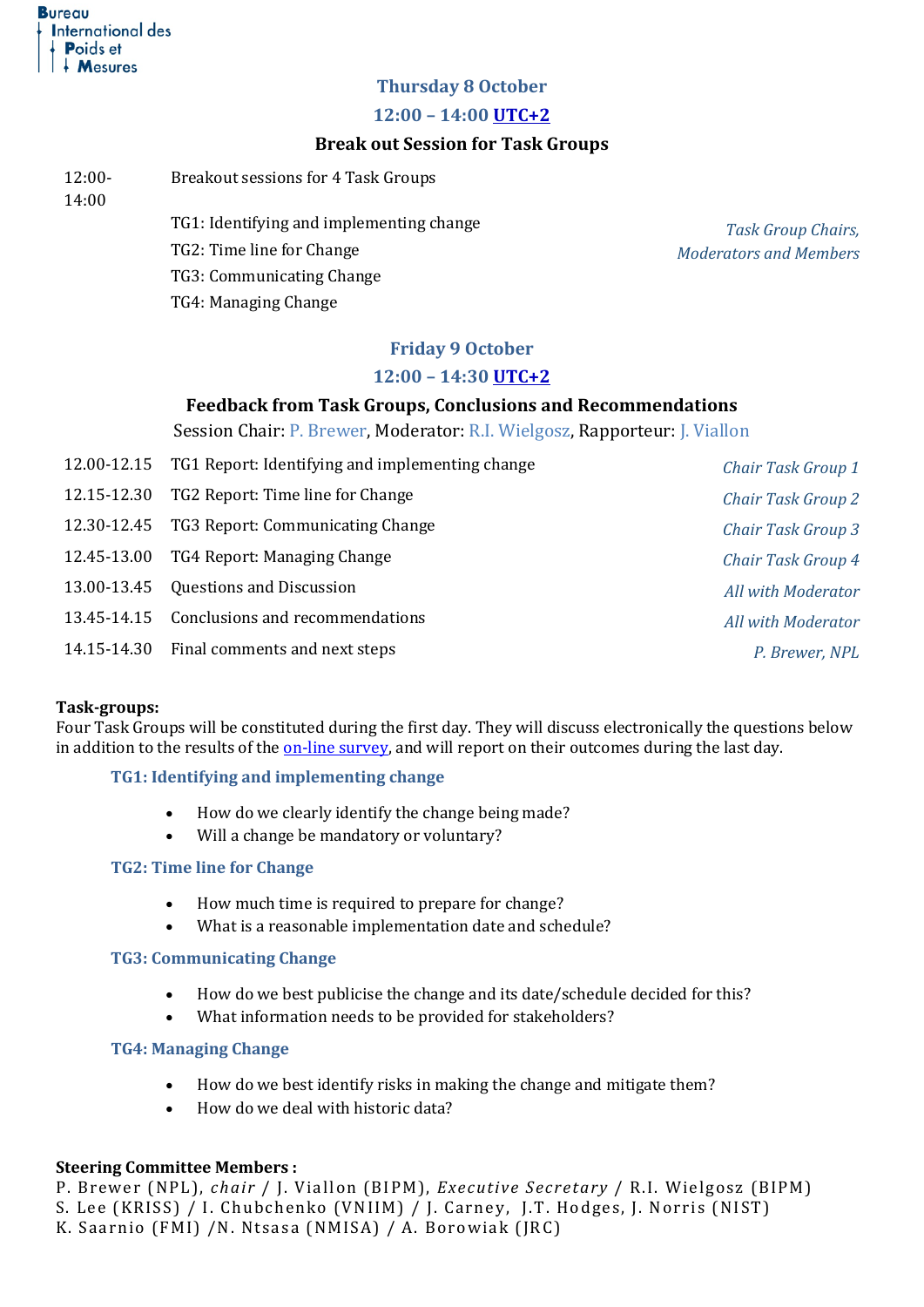## Thursday 8 October

### 12:00 – 14:00 UTC+2

### Break out Session for Task Groups

| | | |
|---|---|---|
| 12:00-14:00 | Breakout sessions for 4 Task Groups | |
| | TG1: Identifying and implementing change<br>TG2: Time line for Change<br>TG3: Communicating Change<br>TG4: Managing Change | *Task Group Chairs, Moderators and Members* |

## Friday 9 October

### 12:00 – 14:30 UTC+2

### Feedback from Task Groups, Conclusions and Recommendations

Session Chair: P. Brewer, Moderator: R.I. Wielgosz, Rapporteur: J. Viallon

| | | |
|---|---|---|
| 12.00-12.15 | TG1 Report: Identifying and implementing change | *Chair Task Group 1* |
| 12.15-12.30 | TG2 Report: Time line for Change | *Chair Task Group 2* |
| 12.30-12.45 | TG3 Report: Communicating Change | *Chair Task Group 3* |
| 12.45-13.00 | TG4 Report: Managing Change | *Chair Task Group 4* |
| 13.00-13.45 | Questions and Discussion | *All with Moderator* |
| 13.45-14.15 | Conclusions and recommendations | *All with Moderator* |
| 14.15-14.30 | Final comments and next steps | *P. Brewer, NPL* |

**Task-groups:**

Four Task Groups will be constituted during the first day. They will discuss electronically the questions below in addition to the results of the on-line survey, and will report on their outcomes during the last day.

#### TG1: Identifying and implementing change

- How do we clearly identify the change being made?
- Will a change be mandatory or voluntary?

#### TG2: Time line for Change

- How much time is required to prepare for change?
- What is a reasonable implementation date and schedule?

#### TG3: Communicating Change

- How do we best publicise the change and its date/schedule decided for this?
- What information needs to be provided for stakeholders?

#### TG4: Managing Change

- How do we best identify risks in making the change and mitigate them?
- How do we deal with historic data?

**Steering Committee Members :**

P. Brewer (NPL), *chair* / J. Viallon (BIPM), *Executive Secretary* / R.I. Wielgosz (BIPM)
S. Lee (KRISS) / I. Chubchenko (VNIIM) / J. Carney, J.T. Hodges, J. Norris (NIST)
K. Saarnio (FMI) /N. Ntsasa (NMISA) / A. Borowiak (JRC)